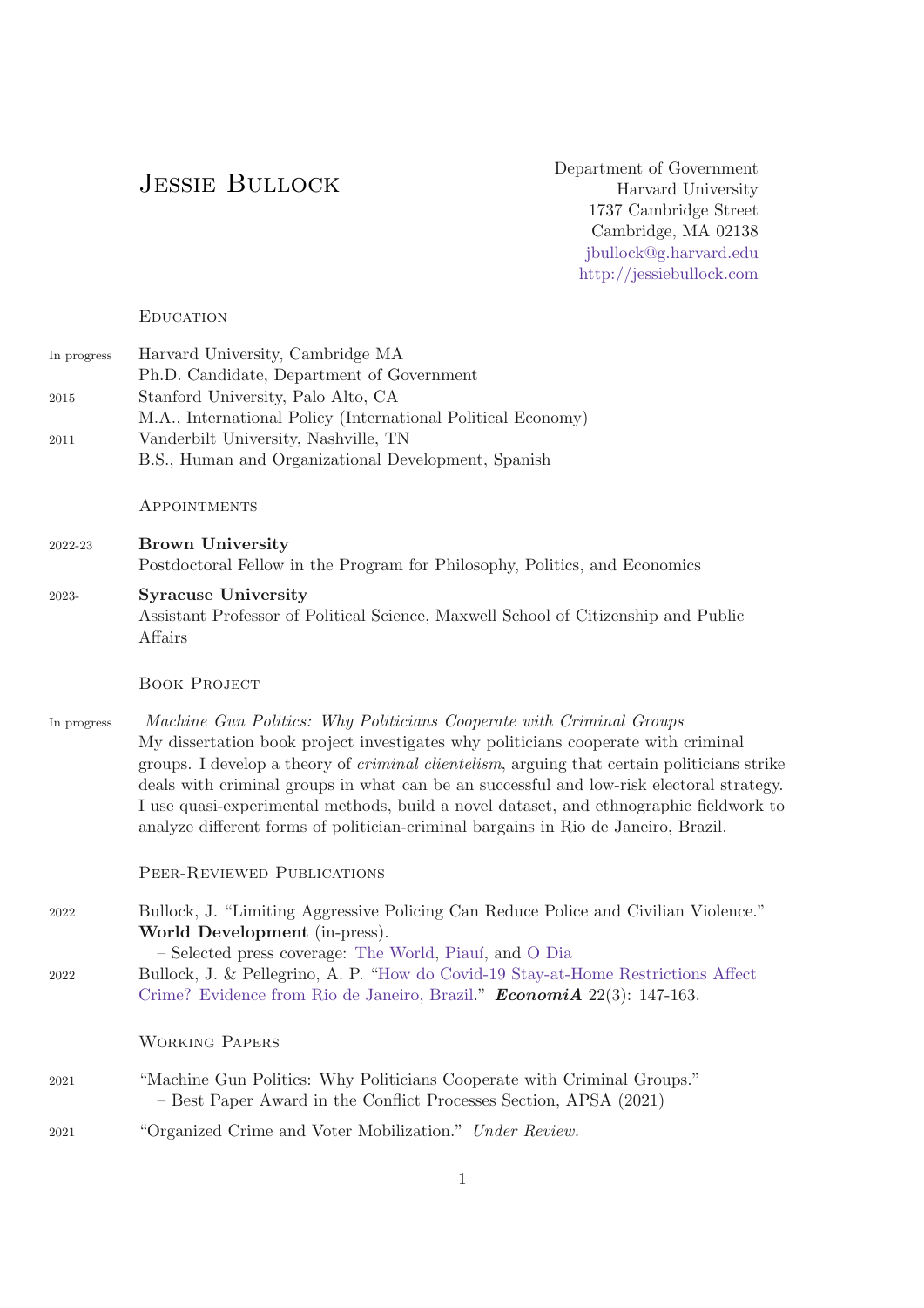# Jessie Bullock

Department of Government
Harvard University
1737 Cambridge Street
Cambridge, MA 02138
jbullock@g.harvard.edu
http://jessiebullock.com

## Education

In progress — Harvard University, Cambridge MA
Ph.D. Candidate, Department of Government

2015 — Stanford University, Palo Alto, CA
M.A., International Policy (International Political Economy)

2011 — Vanderbilt University, Nashville, TN
B.S., Human and Organizational Development, Spanish

## Appointments

2022-23 — **Brown University**
Postdoctoral Fellow in the Program for Philosophy, Politics, and Economics

2023- — **Syracuse University**
Assistant Professor of Political Science, Maxwell School of Citizenship and Public Affairs

## Book Project

In progress — *Machine Gun Politics: Why Politicians Cooperate with Criminal Groups*
My dissertation book project investigates why politicians cooperate with criminal groups. I develop a theory of *criminal clientelism*, arguing that certain politicians strike deals with criminal groups in what can be an successful and low-risk electoral strategy. I use quasi-experimental methods, build a novel dataset, and ethnographic fieldwork to analyze different forms of politician-criminal bargains in Rio de Janeiro, Brazil.

## Peer-Reviewed Publications

2022 — Bullock, J. "Limiting Aggressive Policing Can Reduce Police and Civilian Violence." **World Development** (in-press).
– Selected press coverage: The World, Piauí, and O Dia

2022 — Bullock, J. & Pellegrino, A. P. "How do Covid-19 Stay-at-Home Restrictions Affect Crime? Evidence from Rio de Janeiro, Brazil." ***EconomiA*** 22(3): 147-163.

## Working Papers

2021 — "Machine Gun Politics: Why Politicians Cooperate with Criminal Groups."
– Best Paper Award in the Conflict Processes Section, APSA (2021)

2021 — "Organized Crime and Voter Mobilization." *Under Review.*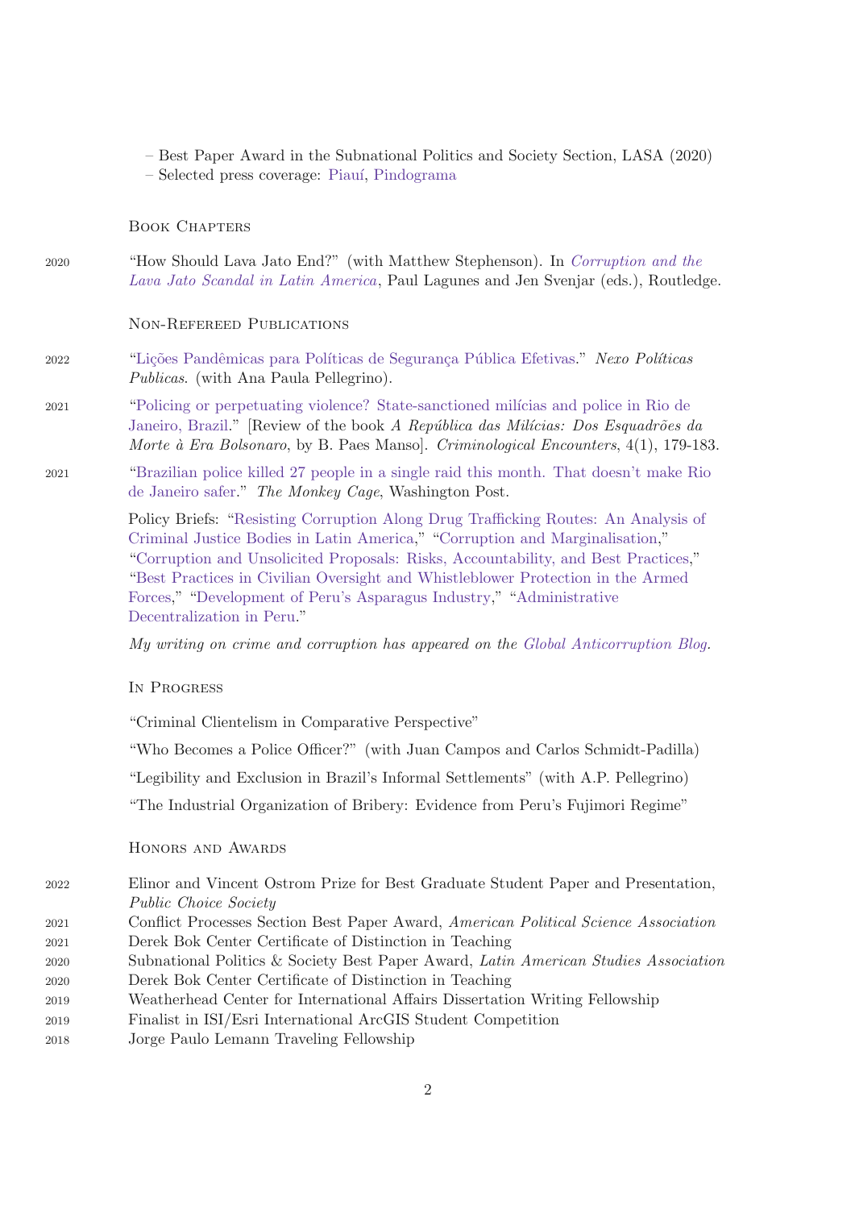- Best Paper Award in the Subnational Politics and Society Section, LASA (2020)
- Selected press coverage: Piauí, Pindograma

## Book Chapters

2020 "How Should Lava Jato End?" (with Matthew Stephenson). In *Corruption and the Lava Jato Scandal in Latin America*, Paul Lagunes and Jen Svenjar (eds.), Routledge.

## Non-Refereed Publications

2022 "Lições Pandêmicas para Políticas de Segurança Pública Efetivas." *Nexo Políticas Publicas*. (with Ana Paula Pellegrino).

2021 "Policing or perpetuating violence? State-sanctioned milícias and police in Rio de Janeiro, Brazil." [Review of the book *A República das Milícias: Dos Esquadrões da Morte à Era Bolsonaro*, by B. Paes Manso]. *Criminological Encounters*, 4(1), 179-183.

2021 "Brazilian police killed 27 people in a single raid this month. That doesn't make Rio de Janeiro safer." *The Monkey Cage*, Washington Post.

Policy Briefs: "Resisting Corruption Along Drug Trafficking Routes: An Analysis of Criminal Justice Bodies in Latin America," "Corruption and Marginalisation," "Corruption and Unsolicited Proposals: Risks, Accountability, and Best Practices," "Best Practices in Civilian Oversight and Whistleblower Protection in the Armed Forces," "Development of Peru's Asparagus Industry," "Administrative Decentralization in Peru."

*My writing on crime and corruption has appeared on the Global Anticorruption Blog.*

## In Progress

"Criminal Clientelism in Comparative Perspective"

"Who Becomes a Police Officer?" (with Juan Campos and Carlos Schmidt-Padilla)

"Legibility and Exclusion in Brazil's Informal Settlements" (with A.P. Pellegrino)

"The Industrial Organization of Bribery: Evidence from Peru's Fujimori Regime"

## Honors and Awards

2022 Elinor and Vincent Ostrom Prize for Best Graduate Student Paper and Presentation, *Public Choice Society*

2021 Conflict Processes Section Best Paper Award, *American Political Science Association*

2021 Derek Bok Center Certificate of Distinction in Teaching

2020 Subnational Politics & Society Best Paper Award, *Latin American Studies Association*

2020 Derek Bok Center Certificate of Distinction in Teaching

2019 Weatherhead Center for International Affairs Dissertation Writing Fellowship

2019 Finalist in ISI/Esri International ArcGIS Student Competition

2018 Jorge Paulo Lemann Traveling Fellowship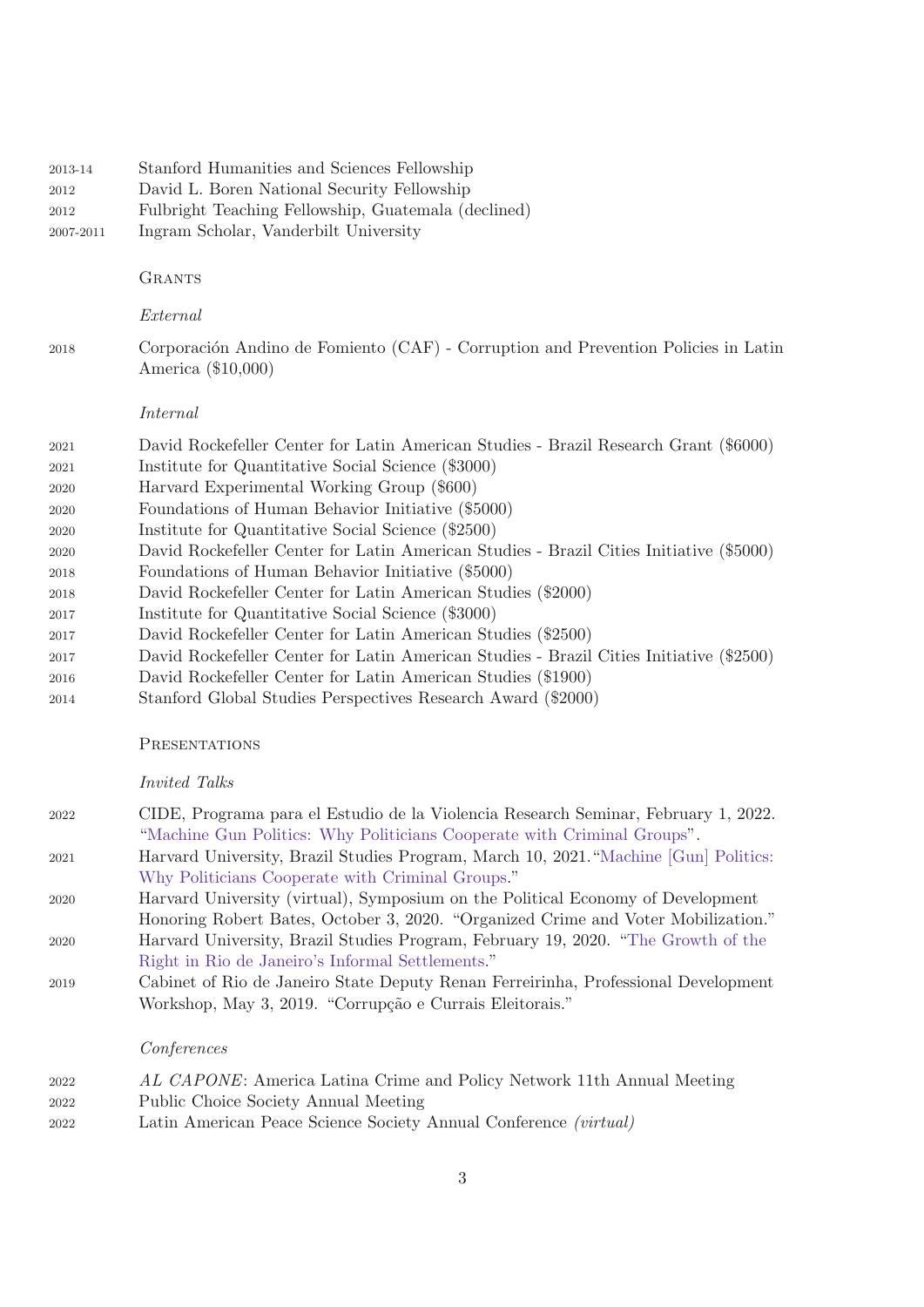2013-14 Stanford Humanities and Sciences Fellowship
2012 David L. Boren National Security Fellowship
2012 Fulbright Teaching Fellowship, Guatemala (declined)
2007-2011 Ingram Scholar, Vanderbilt University

## Grants

*External*

2018 Corporación Andino de Fomiento (CAF) - Corruption and Prevention Policies in Latin America ($10,000)

*Internal*

2021 David Rockefeller Center for Latin American Studies - Brazil Research Grant ($6000)
2021 Institute for Quantitative Social Science ($3000)
2020 Harvard Experimental Working Group ($600)
2020 Foundations of Human Behavior Initiative ($5000)
2020 Institute for Quantitative Social Science ($2500)
2020 David Rockefeller Center for Latin American Studies - Brazil Cities Initiative ($5000)
2018 Foundations of Human Behavior Initiative ($5000)
2018 David Rockefeller Center for Latin American Studies ($2000)
2017 Institute for Quantitative Social Science ($3000)
2017 David Rockefeller Center for Latin American Studies ($2500)
2017 David Rockefeller Center for Latin American Studies - Brazil Cities Initiative ($2500)
2016 David Rockefeller Center for Latin American Studies ($1900)
2014 Stanford Global Studies Perspectives Research Award ($2000)

## Presentations

*Invited Talks*

2022 CIDE, Programa para el Estudio de la Violencia Research Seminar, February 1, 2022. "Machine Gun Politics: Why Politicians Cooperate with Criminal Groups".
2021 Harvard University, Brazil Studies Program, March 10, 2021. "Machine [Gun] Politics: Why Politicians Cooperate with Criminal Groups."
2020 Harvard University (virtual), Symposium on the Political Economy of Development Honoring Robert Bates, October 3, 2020. "Organized Crime and Voter Mobilization."
2020 Harvard University, Brazil Studies Program, February 19, 2020. "The Growth of the Right in Rio de Janeiro's Informal Settlements."
2019 Cabinet of Rio de Janeiro State Deputy Renan Ferreirinha, Professional Development Workshop, May 3, 2019. "Corrupção e Currais Eleitorais."

*Conferences*

2022 *AL CAPONE*: America Latina Crime and Policy Network 11th Annual Meeting
2022 Public Choice Society Annual Meeting
2022 Latin American Peace Science Society Annual Conference *(virtual)*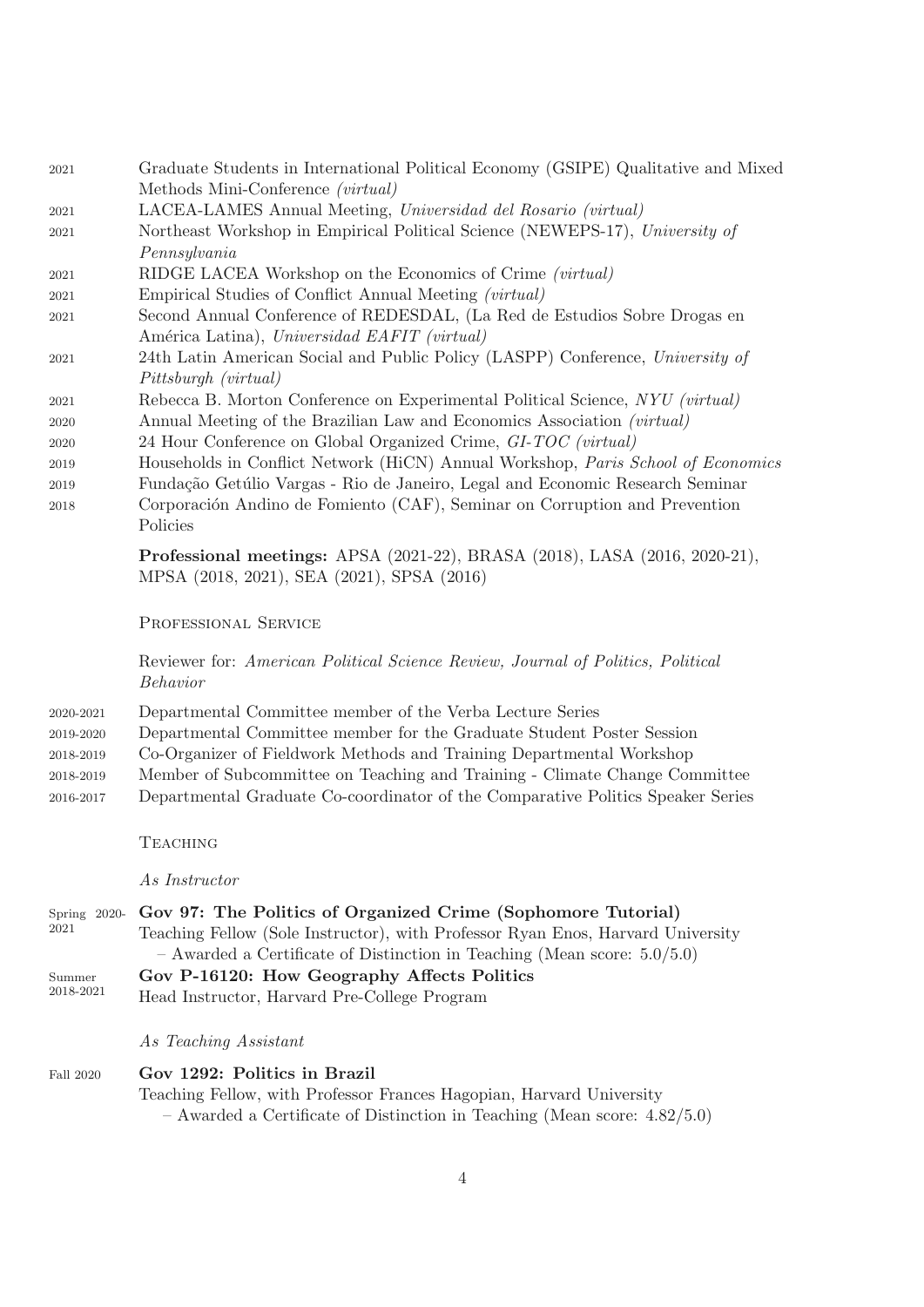2021 Graduate Students in International Political Economy (GSIPE) Qualitative and Mixed Methods Mini-Conference *(virtual)*

2021 LACEA-LAMES Annual Meeting, *Universidad del Rosario (virtual)*

2021 Northeast Workshop in Empirical Political Science (NEWEPS-17), *University of Pennsylvania*

2021 RIDGE LACEA Workshop on the Economics of Crime *(virtual)*

2021 Empirical Studies of Conflict Annual Meeting *(virtual)*

2021 Second Annual Conference of REDESDAL, (La Red de Estudios Sobre Drogas en América Latina), *Universidad EAFIT (virtual)*

2021 24th Latin American Social and Public Policy (LASPP) Conference, *University of Pittsburgh (virtual)*

2021 Rebecca B. Morton Conference on Experimental Political Science, *NYU (virtual)*

2020 Annual Meeting of the Brazilian Law and Economics Association *(virtual)*

2020 24 Hour Conference on Global Organized Crime, *GI-TOC (virtual)*

2019 Households in Conflict Network (HiCN) Annual Workshop, *Paris School of Economics*

2019 Fundação Getúlio Vargas - Rio de Janeiro, Legal and Economic Research Seminar

2018 Corporación Andino de Fomiento (CAF), Seminar on Corruption and Prevention Policies

**Professional meetings:** APSA (2021-22), BRASA (2018), LASA (2016, 2020-21), MPSA (2018, 2021), SEA (2021), SPSA (2016)

## Professional Service

Reviewer for: *American Political Science Review, Journal of Politics, Political Behavior*

2020-2021 Departmental Committee member of the Verba Lecture Series

2019-2020 Departmental Committee member for the Graduate Student Poster Session

2018-2019 Co-Organizer of Fieldwork Methods and Training Departmental Workshop

2018-2019 Member of Subcommittee on Teaching and Training - Climate Change Committee

2016-2017 Departmental Graduate Co-coordinator of the Comparative Politics Speaker Series

## Teaching

*As Instructor*

Spring 2020-2021 **Gov 97: The Politics of Organized Crime (Sophomore Tutorial)**
Teaching Fellow (Sole Instructor), with Professor Ryan Enos, Harvard University
– Awarded a Certificate of Distinction in Teaching (Mean score: 5.0/5.0)

Summer 2018-2021 **Gov P-16120: How Geography Affects Politics**
Head Instructor, Harvard Pre-College Program

*As Teaching Assistant*

Fall 2020 **Gov 1292: Politics in Brazil**
Teaching Fellow, with Professor Frances Hagopian, Harvard University
– Awarded a Certificate of Distinction in Teaching (Mean score: 4.82/5.0)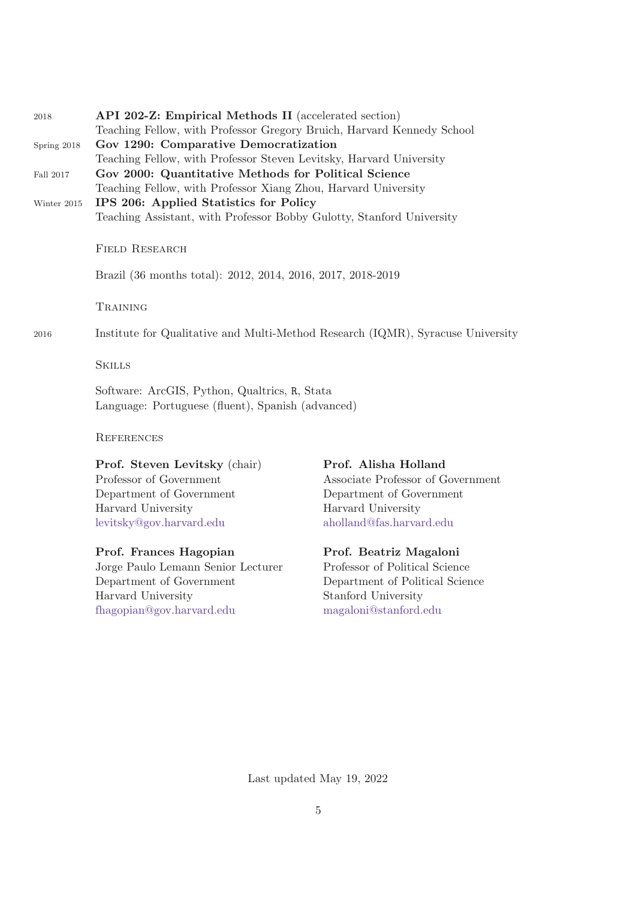2018 **API 202-Z: Empirical Methods II** (accelerated section)
Teaching Fellow, with Professor Gregory Bruich, Harvard Kennedy School

Spring 2018 **Gov 1290: Comparative Democratization**
Teaching Fellow, with Professor Steven Levitsky, Harvard University

Fall 2017 **Gov 2000: Quantitative Methods for Political Science**
Teaching Fellow, with Professor Xiang Zhou, Harvard University

Winter 2015 **IPS 206: Applied Statistics for Policy**
Teaching Assistant, with Professor Bobby Gulotty, Stanford University

## Field Research

Brazil (36 months total): 2012, 2014, 2016, 2017, 2018-2019

## Training

2016 Institute for Qualitative and Multi-Method Research (IQMR), Syracuse University

## Skills

Software: ArcGIS, Python, Qualtrics, R, Stata
Language: Portuguese (fluent), Spanish (advanced)

## References

**Prof. Steven Levitsky** (chair)
Professor of Government
Department of Government
Harvard University
levitsky@gov.harvard.edu

**Prof. Alisha Holland**
Associate Professor of Government
Department of Government
Harvard University
aholland@fas.harvard.edu

**Prof. Frances Hagopian**
Jorge Paulo Lemann Senior Lecturer
Department of Government
Harvard University
fhagopian@gov.harvard.edu

**Prof. Beatriz Magaloni**
Professor of Political Science
Department of Political Science
Stanford University
magaloni@stanford.edu

Last updated May 19, 2022